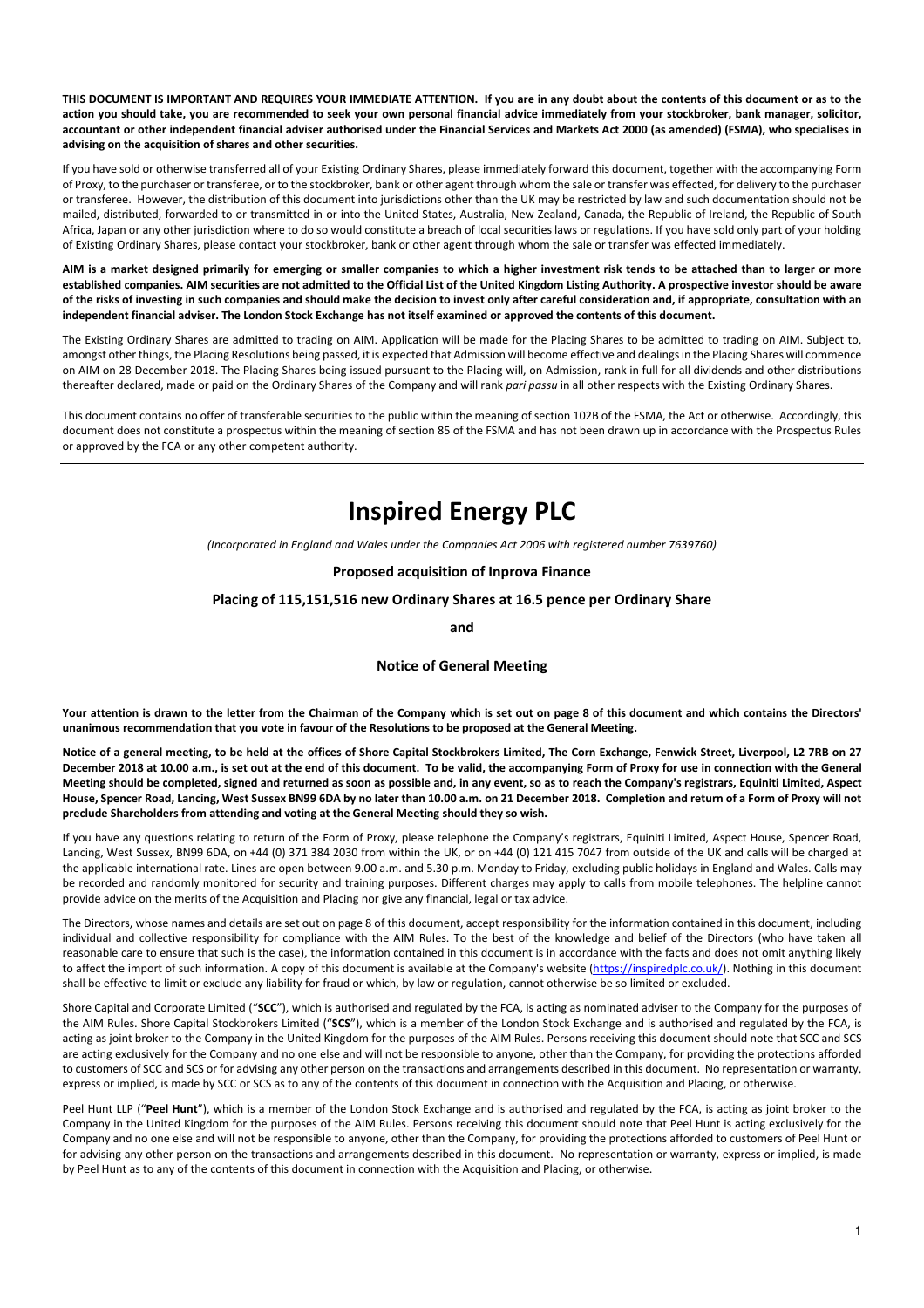**THIS DOCUMENT IS IMPORTANT AND REQUIRES YOUR IMMEDIATE ATTENTION. If you are in any doubt about the contents of this document or as to the action you should take, you are recommended to seek your own personal financial advice immediately from your stockbroker, bank manager, solicitor, accountant or other independent financial adviser authorised under the Financial Services and Markets Act 2000 (as amended) (FSMA), who specialises in advising on the acquisition of shares and other securities.**

If you have sold or otherwise transferred all of your Existing Ordinary Shares, please immediately forward this document, together with the accompanying Form of Proxy, to the purchaser or transferee, or to the stockbroker, bank or other agent through whom the sale or transfer was effected, for delivery to the purchaser or transferee. However, the distribution of this document into jurisdictions other than the UK may be restricted by law and such documentation should not be mailed, distributed, forwarded to or transmitted in or into the United States, Australia, New Zealand, Canada, the Republic of Ireland, the Republic of South Africa, Japan or any other jurisdiction where to do so would constitute a breach of local securities laws or regulations. If you have sold only part of your holding of Existing Ordinary Shares, please contact your stockbroker, bank or other agent through whom the sale or transfer was effected immediately.

**AIM is a market designed primarily for emerging or smaller companies to which a higher investment risk tends to be attached than to larger or more established companies. AIM securities are not admitted to the Official List of the United Kingdom Listing Authority. A prospective investor should be aware of the risks of investing in such companies and should make the decision to invest only after careful consideration and, if appropriate, consultation with an independent financial adviser. The London Stock Exchange has not itself examined or approved the contents of this document.**

The Existing Ordinary Shares are admitted to trading on AIM. Application will be made for the Placing Shares to be admitted to trading on AIM. Subject to, amongst other things, the Placing Resolutions being passed, it is expected that Admission will become effective and dealings in the Placing Shares will commence on AIM on 28 December 2018. The Placing Shares being issued pursuant to the Placing will, on Admission, rank in full for all dividends and other distributions thereafter declared, made or paid on the Ordinary Shares of the Company and will rank *pari passu* in all other respects with the Existing Ordinary Shares.

This document contains no offer of transferable securities to the public within the meaning of section 102B of the FSMA, the Act or otherwise. Accordingly, this document does not constitute a prospectus within the meaning of section 85 of the FSMA and has not been drawn up in accordance with the Prospectus Rules or approved by the FCA or any other competent authority.

---

# Inspired Energy PLC

*(Incorporated in England and Wales under the Companies Act 2006 with registered number 7639760)*

**Proposed acquisition of Inprova Finance**

**Placing of 115,151,516 new Ordinary Shares at 16.5 pence per Ordinary Share**

**and**

**Notice of General Meeting**

---

**Your attention is drawn to the letter from the Chairman of the Company which is set out on page 8 of this document and which contains the Directors' unanimous recommendation that you vote in favour of the Resolutions to be proposed at the General Meeting.**

**Notice of a general meeting, to be held at the offices of Shore Capital Stockbrokers Limited, The Corn Exchange, Fenwick Street, Liverpool, L2 7RB on 27 December 2018 at 10.00 a.m., is set out at the end of this document. To be valid, the accompanying Form of Proxy for use in connection with the General Meeting should be completed, signed and returned as soon as possible and, in any event, so as to reach the Company's registrars, Equiniti Limited, Aspect House, Spencer Road, Lancing, West Sussex BN99 6DA by no later than 10.00 a.m. on 21 December 2018. Completion and return of a Form of Proxy will not preclude Shareholders from attending and voting at the General Meeting should they so wish.**

If you have any questions relating to return of the Form of Proxy, please telephone the Company's registrars, Equiniti Limited, Aspect House, Spencer Road, Lancing, West Sussex, BN99 6DA, on +44 (0) 371 384 2030 from within the UK, or on +44 (0) 121 415 7047 from outside of the UK and calls will be charged at the applicable international rate. Lines are open between 9.00 a.m. and 5.30 p.m. Monday to Friday, excluding public holidays in England and Wales. Calls may be recorded and randomly monitored for security and training purposes. Different charges may apply to calls from mobile telephones. The helpline cannot provide advice on the merits of the Acquisition and Placing nor give any financial, legal or tax advice.

The Directors, whose names and details are set out on page 8 of this document, accept responsibility for the information contained in this document, including individual and collective responsibility for compliance with the AIM Rules. To the best of the knowledge and belief of the Directors (who have taken all reasonable care to ensure that such is the case), the information contained in this document is in accordance with the facts and does not omit anything likely to affect the import of such information. A copy of this document is available at the Company's website (https://inspiredplc.co.uk/). Nothing in this document shall be effective to limit or exclude any liability for fraud or which, by law or regulation, cannot otherwise be so limited or excluded.

Shore Capital and Corporate Limited ("**SCC**"), which is authorised and regulated by the FCA, is acting as nominated adviser to the Company for the purposes of the AIM Rules. Shore Capital Stockbrokers Limited ("**SCS**"), which is a member of the London Stock Exchange and is authorised and regulated by the FCA, is acting as joint broker to the Company in the United Kingdom for the purposes of the AIM Rules. Persons receiving this document should note that SCC and SCS are acting exclusively for the Company and no one else and will not be responsible to anyone, other than the Company, for providing the protections afforded to customers of SCC and SCS or for advising any other person on the transactions and arrangements described in this document. No representation or warranty, express or implied, is made by SCC or SCS as to any of the contents of this document in connection with the Acquisition and Placing, or otherwise.

Peel Hunt LLP ("**Peel Hunt**"), which is a member of the London Stock Exchange and is authorised and regulated by the FCA, is acting as joint broker to the Company in the United Kingdom for the purposes of the AIM Rules. Persons receiving this document should note that Peel Hunt is acting exclusively for the Company and no one else and will not be responsible to anyone, other than the Company, for providing the protections afforded to customers of Peel Hunt or for advising any other person on the transactions and arrangements described in this document. No representation or warranty, express or implied, is made by Peel Hunt as to any of the contents of this document in connection with the Acquisition and Placing, or otherwise.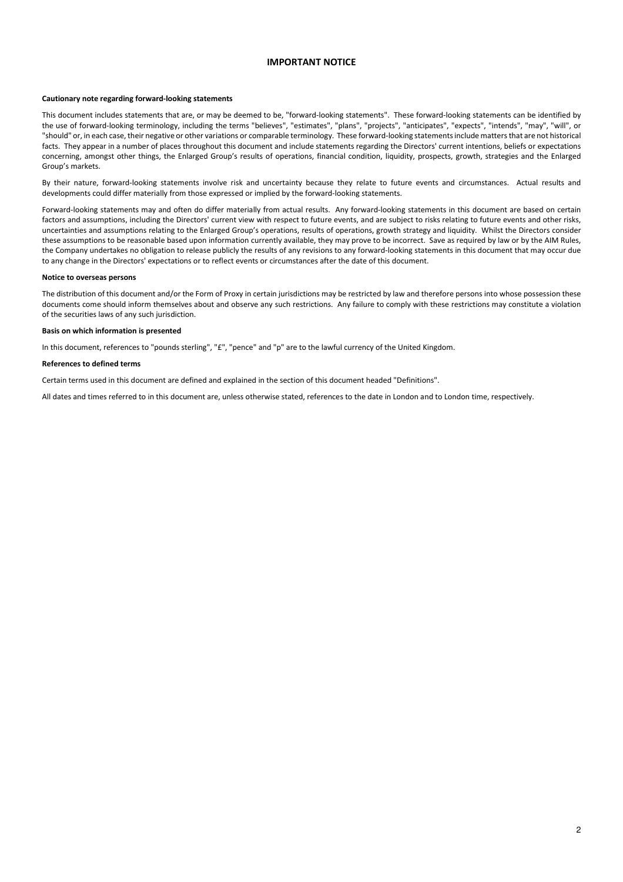# IMPORTANT NOTICE

**Cautionary note regarding forward-looking statements**

This document includes statements that are, or may be deemed to be, "forward-looking statements". These forward-looking statements can be identified by the use of forward-looking terminology, including the terms "believes", "estimates", "plans", "projects", "anticipates", "expects", "intends", "may", "will", or "should" or, in each case, their negative or other variations or comparable terminology. These forward-looking statements include matters that are not historical facts. They appear in a number of places throughout this document and include statements regarding the Directors' current intentions, beliefs or expectations concerning, amongst other things, the Enlarged Group's results of operations, financial condition, liquidity, prospects, growth, strategies and the Enlarged Group's markets.

By their nature, forward-looking statements involve risk and uncertainty because they relate to future events and circumstances. Actual results and developments could differ materially from those expressed or implied by the forward-looking statements.

Forward-looking statements may and often do differ materially from actual results. Any forward-looking statements in this document are based on certain factors and assumptions, including the Directors' current view with respect to future events, and are subject to risks relating to future events and other risks, uncertainties and assumptions relating to the Enlarged Group's operations, results of operations, growth strategy and liquidity. Whilst the Directors consider these assumptions to be reasonable based upon information currently available, they may prove to be incorrect. Save as required by law or by the AIM Rules, the Company undertakes no obligation to release publicly the results of any revisions to any forward-looking statements in this document that may occur due to any change in the Directors' expectations or to reflect events or circumstances after the date of this document.

**Notice to overseas persons**

The distribution of this document and/or the Form of Proxy in certain jurisdictions may be restricted by law and therefore persons into whose possession these documents come should inform themselves about and observe any such restrictions. Any failure to comply with these restrictions may constitute a violation of the securities laws of any such jurisdiction.

**Basis on which information is presented**

In this document, references to "pounds sterling", "£", "pence" and "p" are to the lawful currency of the United Kingdom.

**References to defined terms**

Certain terms used in this document are defined and explained in the section of this document headed "Definitions".

All dates and times referred to in this document are, unless otherwise stated, references to the date in London and to London time, respectively.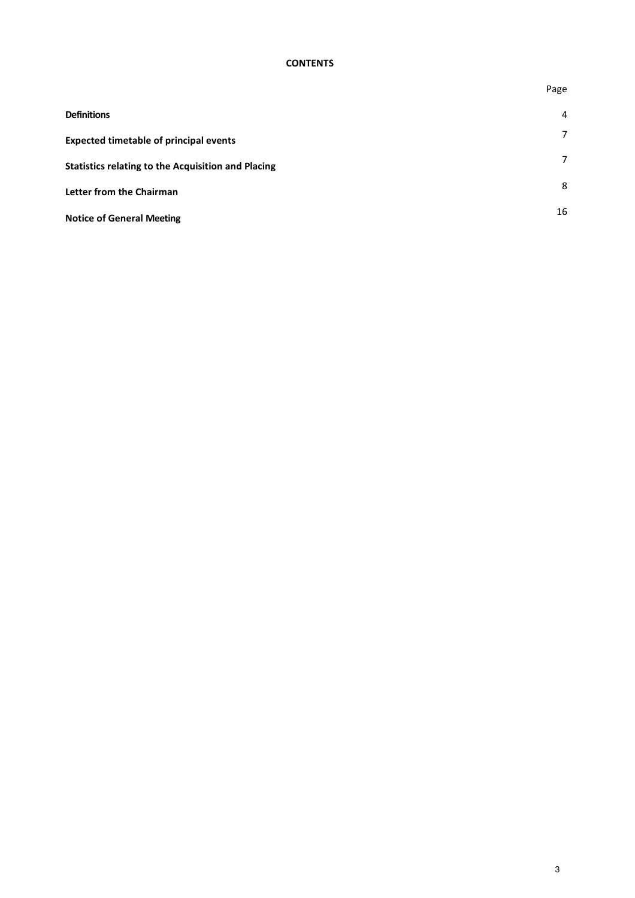**CONTENTS**

| | Page |
| --- | --- |
| **Definitions** | 4 |
| **Expected timetable of principal events** | 7 |
| **Statistics relating to the Acquisition and Placing** | 7 |
| **Letter from the Chairman** | 8 |
| **Notice of General Meeting** | 16 |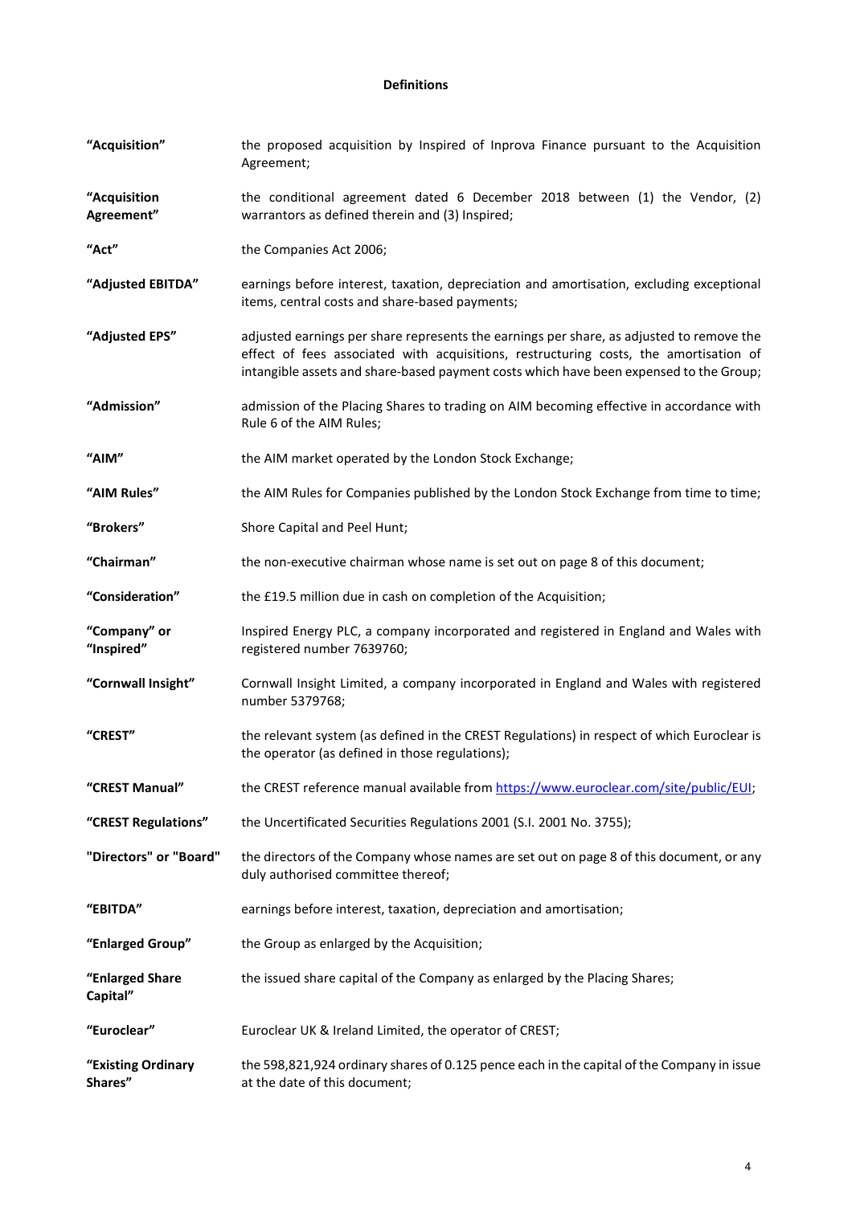## Definitions

| | |
|---|---|
| **"Acquisition"** | the proposed acquisition by Inspired of Inprova Finance pursuant to the Acquisition Agreement; |
| **"Acquisition Agreement"** | the conditional agreement dated 6 December 2018 between (1) the Vendor, (2) warrantors as defined therein and (3) Inspired; |
| **"Act"** | the Companies Act 2006; |
| **"Adjusted EBITDA"** | earnings before interest, taxation, depreciation and amortisation, excluding exceptional items, central costs and share-based payments; |
| **"Adjusted EPS"** | adjusted earnings per share represents the earnings per share, as adjusted to remove the effect of fees associated with acquisitions, restructuring costs, the amortisation of intangible assets and share-based payment costs which have been expensed to the Group; |
| **"Admission"** | admission of the Placing Shares to trading on AIM becoming effective in accordance with Rule 6 of the AIM Rules; |
| **"AIM"** | the AIM market operated by the London Stock Exchange; |
| **"AIM Rules"** | the AIM Rules for Companies published by the London Stock Exchange from time to time; |
| **"Brokers"** | Shore Capital and Peel Hunt; |
| **"Chairman"** | the non-executive chairman whose name is set out on page 8 of this document; |
| **"Consideration"** | the £19.5 million due in cash on completion of the Acquisition; |
| **"Company" or "Inspired"** | Inspired Energy PLC, a company incorporated and registered in England and Wales with registered number 7639760; |
| **"Cornwall Insight"** | Cornwall Insight Limited, a company incorporated in England and Wales with registered number 5379768; |
| **"CREST"** | the relevant system (as defined in the CREST Regulations) in respect of which Euroclear is the operator (as defined in those regulations); |
| **"CREST Manual"** | the CREST reference manual available from https://www.euroclear.com/site/public/EUI; |
| **"CREST Regulations"** | the Uncertificated Securities Regulations 2001 (S.I. 2001 No. 3755); |
| **"Directors" or "Board"** | the directors of the Company whose names are set out on page 8 of this document, or any duly authorised committee thereof; |
| **"EBITDA"** | earnings before interest, taxation, depreciation and amortisation; |
| **"Enlarged Group"** | the Group as enlarged by the Acquisition; |
| **"Enlarged Share Capital"** | the issued share capital of the Company as enlarged by the Placing Shares; |
| **"Euroclear"** | Euroclear UK & Ireland Limited, the operator of CREST; |
| **"Existing Ordinary Shares"** | the 598,821,924 ordinary shares of 0.125 pence each in the capital of the Company in issue at the date of this document; |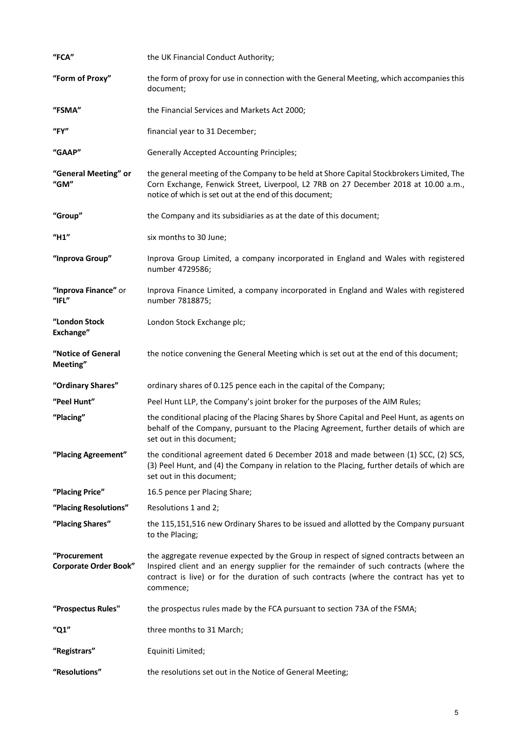| | |
|---|---|
| **"FCA"** | the UK Financial Conduct Authority; |
| **"Form of Proxy"** | the form of proxy for use in connection with the General Meeting, which accompanies this document; |
| **"FSMA"** | the Financial Services and Markets Act 2000; |
| **"FY"** | financial year to 31 December; |
| **"GAAP"** | Generally Accepted Accounting Principles; |
| **"General Meeting" or "GM"** | the general meeting of the Company to be held at Shore Capital Stockbrokers Limited, The Corn Exchange, Fenwick Street, Liverpool, L2 7RB on 27 December 2018 at 10.00 a.m., notice of which is set out at the end of this document; |
| **"Group"** | the Company and its subsidiaries as at the date of this document; |
| **"H1"** | six months to 30 June; |
| **"Inprova Group"** | Inprova Group Limited, a company incorporated in England and Wales with registered number 4729586; |
| **"Inprova Finance"** or **"IFL"** | Inprova Finance Limited, a company incorporated in England and Wales with registered number 7818875; |
| **"London Stock Exchange"** | London Stock Exchange plc; |
| **"Notice of General Meeting"** | the notice convening the General Meeting which is set out at the end of this document; |
| **"Ordinary Shares"** | ordinary shares of 0.125 pence each in the capital of the Company; |
| **"Peel Hunt"** | Peel Hunt LLP, the Company's joint broker for the purposes of the AIM Rules; |
| **"Placing"** | the conditional placing of the Placing Shares by Shore Capital and Peel Hunt, as agents on behalf of the Company, pursuant to the Placing Agreement, further details of which are set out in this document; |
| **"Placing Agreement"** | the conditional agreement dated 6 December 2018 and made between (1) SCC, (2) SCS, (3) Peel Hunt, and (4) the Company in relation to the Placing, further details of which are set out in this document; |
| **"Placing Price"** | 16.5 pence per Placing Share; |
| **"Placing Resolutions"** | Resolutions 1 and 2; |
| **"Placing Shares"** | the 115,151,516 new Ordinary Shares to be issued and allotted by the Company pursuant to the Placing; |
| **"Procurement Corporate Order Book"** | the aggregate revenue expected by the Group in respect of signed contracts between an Inspired client and an energy supplier for the remainder of such contracts (where the contract is live) or for the duration of such contracts (where the contract has yet to commence; |
| **"Prospectus Rules"** | the prospectus rules made by the FCA pursuant to section 73A of the FSMA; |
| **"Q1"** | three months to 31 March; |
| **"Registrars"** | Equiniti Limited; |
| **"Resolutions"** | the resolutions set out in the Notice of General Meeting; |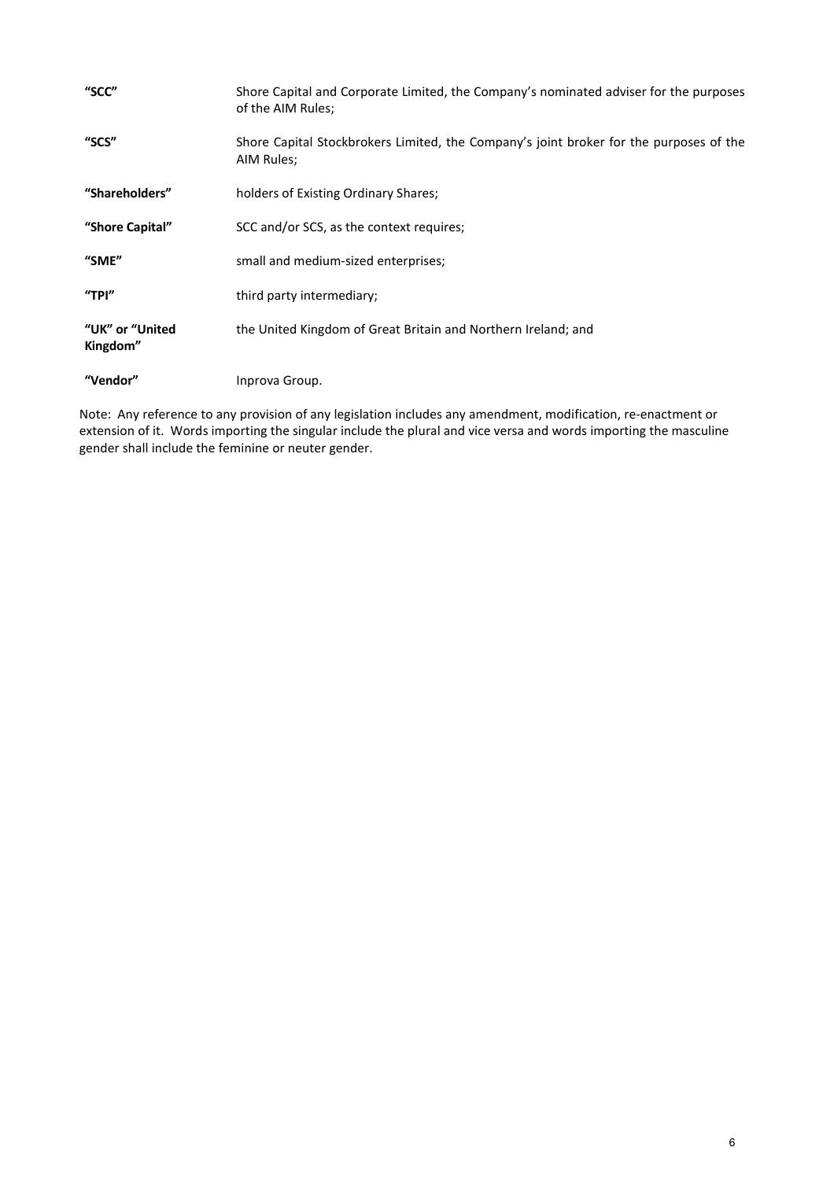| | |
|---|---|
| **"SCC"** | Shore Capital and Corporate Limited, the Company's nominated adviser for the purposes of the AIM Rules; |
| **"SCS"** | Shore Capital Stockbrokers Limited, the Company's joint broker for the purposes of the AIM Rules; |
| **"Shareholders"** | holders of Existing Ordinary Shares; |
| **"Shore Capital"** | SCC and/or SCS, as the context requires; |
| **"SME"** | small and medium-sized enterprises; |
| **"TPI"** | third party intermediary; |
| **"UK" or "United Kingdom"** | the United Kingdom of Great Britain and Northern Ireland; and |
| **"Vendor"** | Inprova Group. |

Note: Any reference to any provision of any legislation includes any amendment, modification, re-enactment or extension of it. Words importing the singular include the plural and vice versa and words importing the masculine gender shall include the feminine or neuter gender.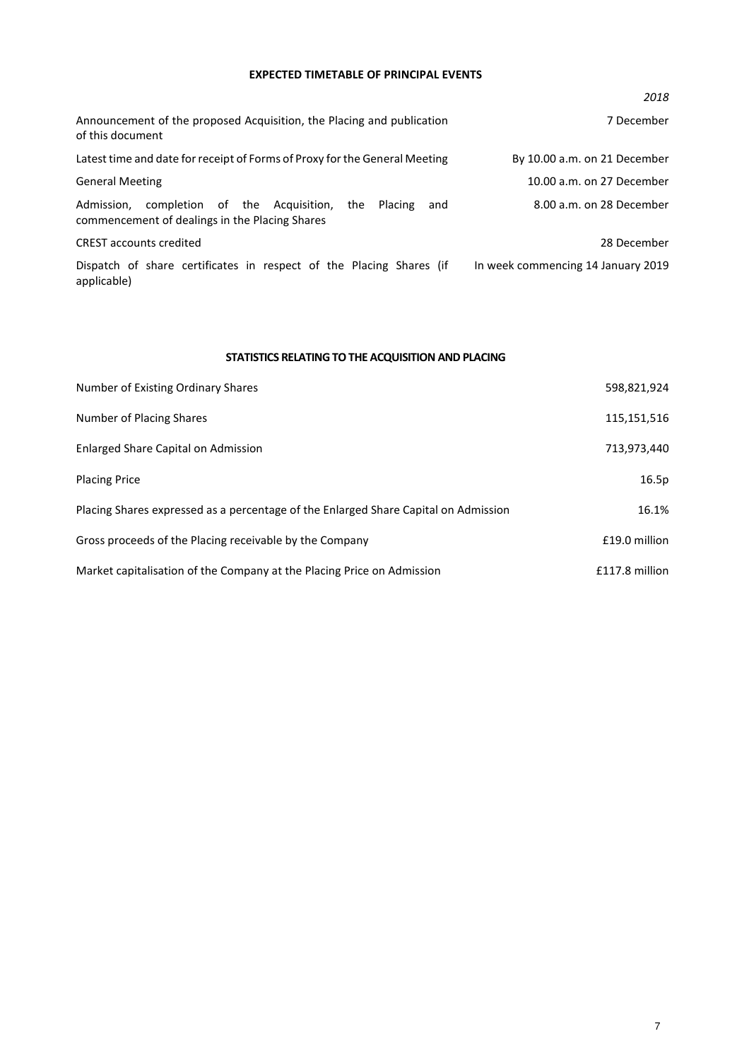## EXPECTED TIMETABLE OF PRINCIPAL EVENTS

| | *2018* |
|---|---|
| Announcement of the proposed Acquisition, the Placing and publication of this document | 7 December |
| Latest time and date for receipt of Forms of Proxy for the General Meeting | By 10.00 a.m. on 21 December |
| General Meeting | 10.00 a.m. on 27 December |
| Admission, completion of the Acquisition, the Placing and commencement of dealings in the Placing Shares | 8.00 a.m. on 28 December |
| CREST accounts credited | 28 December |
| Dispatch of share certificates in respect of the Placing Shares (if applicable) | In week commencing 14 January 2019 |

## STATISTICS RELATING TO THE ACQUISITION AND PLACING

| | |
|---|---|
| Number of Existing Ordinary Shares | 598,821,924 |
| Number of Placing Shares | 115,151,516 |
| Enlarged Share Capital on Admission | 713,973,440 |
| Placing Price | 16.5p |
| Placing Shares expressed as a percentage of the Enlarged Share Capital on Admission | 16.1% |
| Gross proceeds of the Placing receivable by the Company | £19.0 million |
| Market capitalisation of the Company at the Placing Price on Admission | £117.8 million |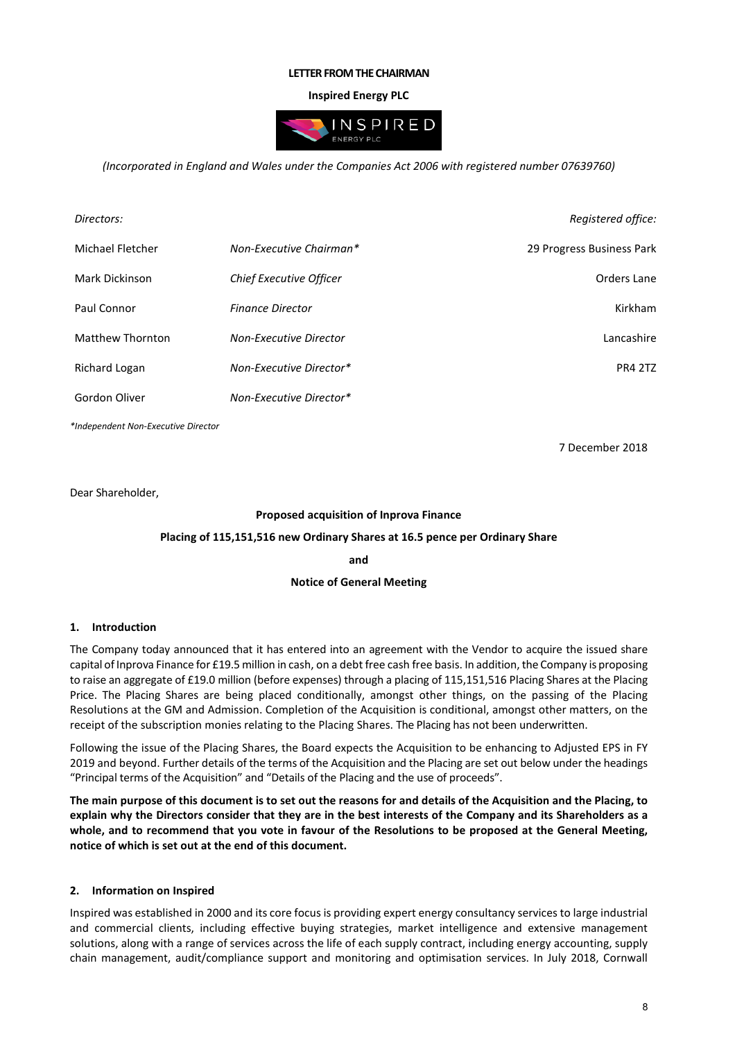**LETTER FROM THE CHAIRMAN**

**Inspired Energy PLC**

*(Incorporated in England and Wales under the Companies Act 2006 with registered number 07639760)*

| *Directors:* | | *Registered office:* |
|---|---|---|
| Michael Fletcher | *Non-Executive Chairman** | 29 Progress Business Park |
| Mark Dickinson | *Chief Executive Officer* | Orders Lane |
| Paul Connor | *Finance Director* | Kirkham |
| Matthew Thornton | *Non-Executive Director* | Lancashire |
| Richard Logan | *Non-Executive Director** | PR4 2TZ |
| Gordon Oliver | *Non-Executive Director** | |

**Independent Non-Executive Director*

7 December 2018

Dear Shareholder,

**Proposed acquisition of Inprova Finance**

**Placing of 115,151,516 new Ordinary Shares at 16.5 pence per Ordinary Share**

**and**

**Notice of General Meeting**

## 1. Introduction

The Company today announced that it has entered into an agreement with the Vendor to acquire the issued share capital of Inprova Finance for £19.5 million in cash, on a debt free cash free basis. In addition, the Company is proposing to raise an aggregate of £19.0 million (before expenses) through a placing of 115,151,516 Placing Shares at the Placing Price. The Placing Shares are being placed conditionally, amongst other things, on the passing of the Placing Resolutions at the GM and Admission. Completion of the Acquisition is conditional, amongst other matters, on the receipt of the subscription monies relating to the Placing Shares. The Placing has not been underwritten.

Following the issue of the Placing Shares, the Board expects the Acquisition to be enhancing to Adjusted EPS in FY 2019 and beyond. Further details of the terms of the Acquisition and the Placing are set out below under the headings "Principal terms of the Acquisition" and "Details of the Placing and the use of proceeds".

**The main purpose of this document is to set out the reasons for and details of the Acquisition and the Placing, to explain why the Directors consider that they are in the best interests of the Company and its Shareholders as a whole, and to recommend that you vote in favour of the Resolutions to be proposed at the General Meeting, notice of which is set out at the end of this document.**

## 2. Information on Inspired

Inspired was established in 2000 and its core focus is providing expert energy consultancy services to large industrial and commercial clients, including effective buying strategies, market intelligence and extensive management solutions, along with a range of services across the life of each supply contract, including energy accounting, supply chain management, audit/compliance support and monitoring and optimisation services. In July 2018, Cornwall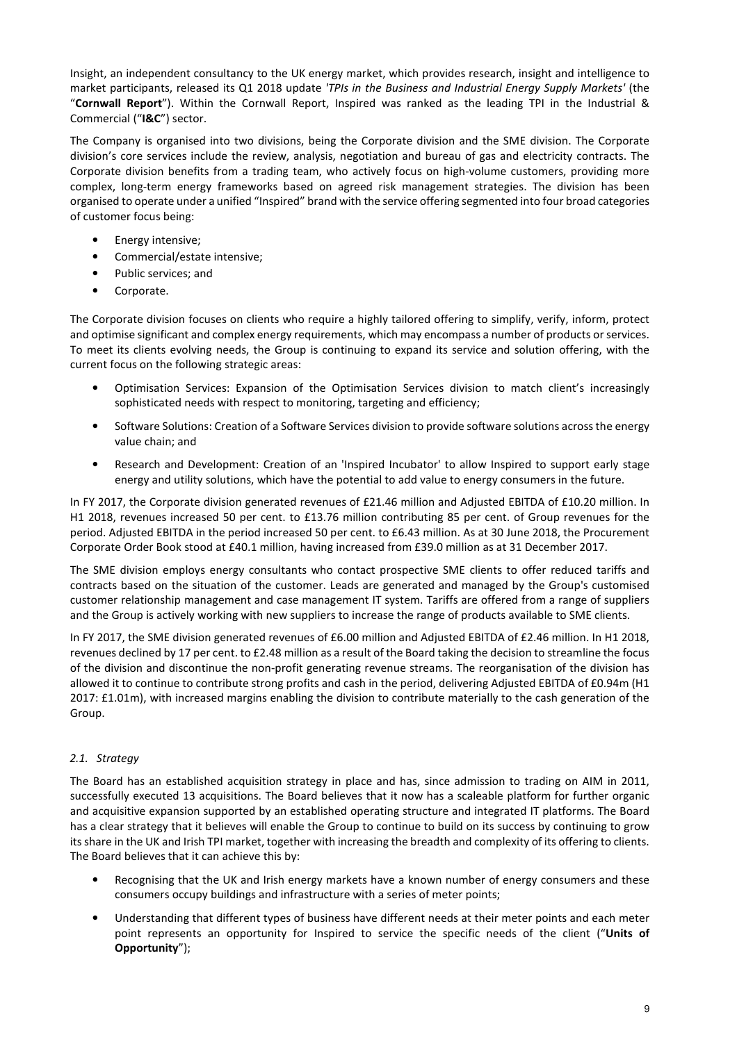Insight, an independent consultancy to the UK energy market, which provides research, insight and intelligence to market participants, released its Q1 2018 update *'TPIs in the Business and Industrial Energy Supply Markets'* (the "**Cornwall Report**"). Within the Cornwall Report, Inspired was ranked as the leading TPI in the Industrial & Commercial ("**I&C**") sector.

The Company is organised into two divisions, being the Corporate division and the SME division. The Corporate division's core services include the review, analysis, negotiation and bureau of gas and electricity contracts. The Corporate division benefits from a trading team, who actively focus on high-volume customers, providing more complex, long-term energy frameworks based on agreed risk management strategies. The division has been organised to operate under a unified "Inspired" brand with the service offering segmented into four broad categories of customer focus being:

- Energy intensive;
- Commercial/estate intensive;
- Public services; and
- Corporate.

The Corporate division focuses on clients who require a highly tailored offering to simplify, verify, inform, protect and optimise significant and complex energy requirements, which may encompass a number of products or services. To meet its clients evolving needs, the Group is continuing to expand its service and solution offering, with the current focus on the following strategic areas:

- Optimisation Services: Expansion of the Optimisation Services division to match client's increasingly sophisticated needs with respect to monitoring, targeting and efficiency;
- Software Solutions: Creation of a Software Services division to provide software solutions across the energy value chain; and
- Research and Development: Creation of an 'Inspired Incubator' to allow Inspired to support early stage energy and utility solutions, which have the potential to add value to energy consumers in the future.

In FY 2017, the Corporate division generated revenues of £21.46 million and Adjusted EBITDA of £10.20 million. In H1 2018, revenues increased 50 per cent. to £13.76 million contributing 85 per cent. of Group revenues for the period. Adjusted EBITDA in the period increased 50 per cent. to £6.43 million. As at 30 June 2018, the Procurement Corporate Order Book stood at £40.1 million, having increased from £39.0 million as at 31 December 2017.

The SME division employs energy consultants who contact prospective SME clients to offer reduced tariffs and contracts based on the situation of the customer. Leads are generated and managed by the Group's customised customer relationship management and case management IT system. Tariffs are offered from a range of suppliers and the Group is actively working with new suppliers to increase the range of products available to SME clients.

In FY 2017, the SME division generated revenues of £6.00 million and Adjusted EBITDA of £2.46 million. In H1 2018, revenues declined by 17 per cent. to £2.48 million as a result of the Board taking the decision to streamline the focus of the division and discontinue the non-profit generating revenue streams. The reorganisation of the division has allowed it to continue to contribute strong profits and cash in the period, delivering Adjusted EBITDA of £0.94m (H1 2017: £1.01m), with increased margins enabling the division to contribute materially to the cash generation of the Group.

### *2.1. Strategy*

The Board has an established acquisition strategy in place and has, since admission to trading on AIM in 2011, successfully executed 13 acquisitions. The Board believes that it now has a scaleable platform for further organic and acquisitive expansion supported by an established operating structure and integrated IT platforms. The Board has a clear strategy that it believes will enable the Group to continue to build on its success by continuing to grow its share in the UK and Irish TPI market, together with increasing the breadth and complexity of its offering to clients. The Board believes that it can achieve this by:

- Recognising that the UK and Irish energy markets have a known number of energy consumers and these consumers occupy buildings and infrastructure with a series of meter points;
- Understanding that different types of business have different needs at their meter points and each meter point represents an opportunity for Inspired to service the specific needs of the client ("**Units of Opportunity**");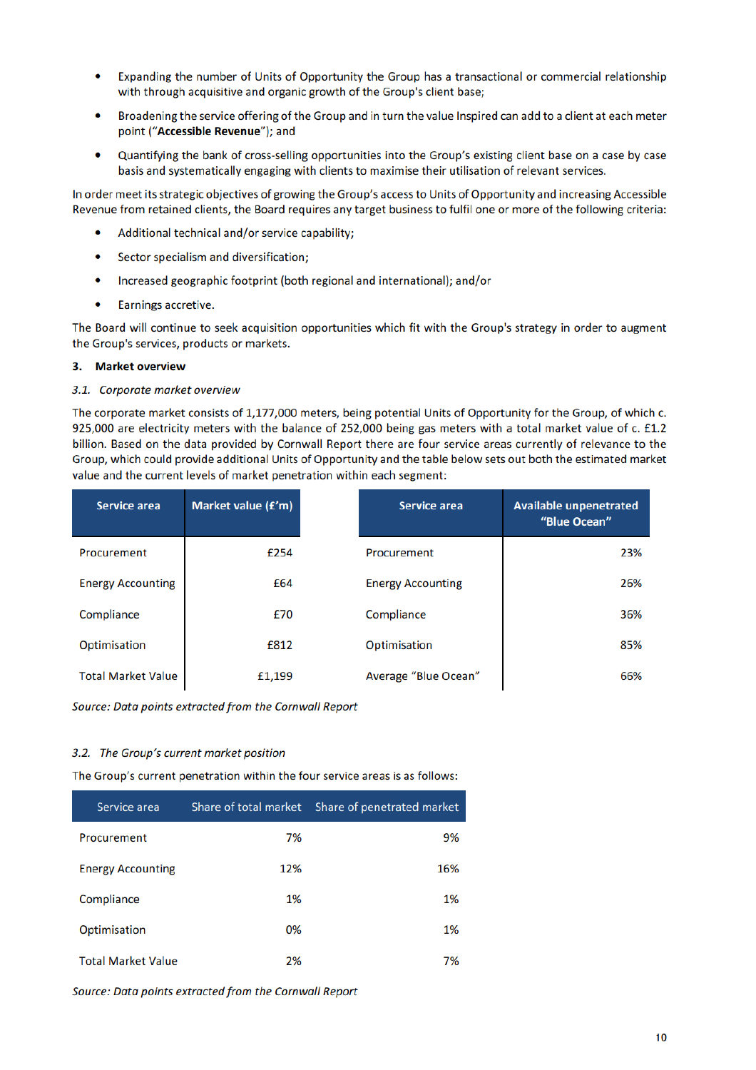- Expanding the number of Units of Opportunity the Group has a transactional or commercial relationship with through acquisitive and organic growth of the Group's client base;
- Broadening the service offering of the Group and in turn the value Inspired can add to a client at each meter point ("**Accessible Revenue**"); and
- Quantifying the bank of cross-selling opportunities into the Group's existing client base on a case by case basis and systematically engaging with clients to maximise their utilisation of relevant services.

In order meet its strategic objectives of growing the Group's access to Units of Opportunity and increasing Accessible Revenue from retained clients, the Board requires any target business to fulfil one or more of the following criteria:

- Additional technical and/or service capability;
- Sector specialism and diversification;
- Increased geographic footprint (both regional and international); and/or
- Earnings accretive.

The Board will continue to seek acquisition opportunities which fit with the Group's strategy in order to augment the Group's services, products or markets.

### 3. Market overview

*3.1. Corporate market overview*

The corporate market consists of 1,177,000 meters, being potential Units of Opportunity for the Group, of which c. 925,000 are electricity meters with the balance of 252,000 being gas meters with a total market value of c. £1.2 billion. Based on the data provided by Cornwall Report there are four service areas currently of relevance to the Group, which could provide additional Units of Opportunity and the table below sets out both the estimated market value and the current levels of market penetration within each segment:

| Service area | Market value (£'m) |
|---|---|
| Procurement | £254 |
| Energy Accounting | £64 |
| Compliance | £70 |
| Optimisation | £812 |
| Total Market Value | £1,199 |

| Service area | Available unpenetrated "Blue Ocean" |
|---|---|
| Procurement | 23% |
| Energy Accounting | 26% |
| Compliance | 36% |
| Optimisation | 85% |
| Average "Blue Ocean" | 66% |

*Source: Data points extracted from the Cornwall Report*

*3.2. The Group's current market position*

The Group's current penetration within the four service areas is as follows:

| Service area | Share of total market | Share of penetrated market |
|---|---|---|
| Procurement | 7% | 9% |
| Energy Accounting | 12% | 16% |
| Compliance | 1% | 1% |
| Optimisation | 0% | 1% |
| Total Market Value | 2% | 7% |

*Source: Data points extracted from the Cornwall Report*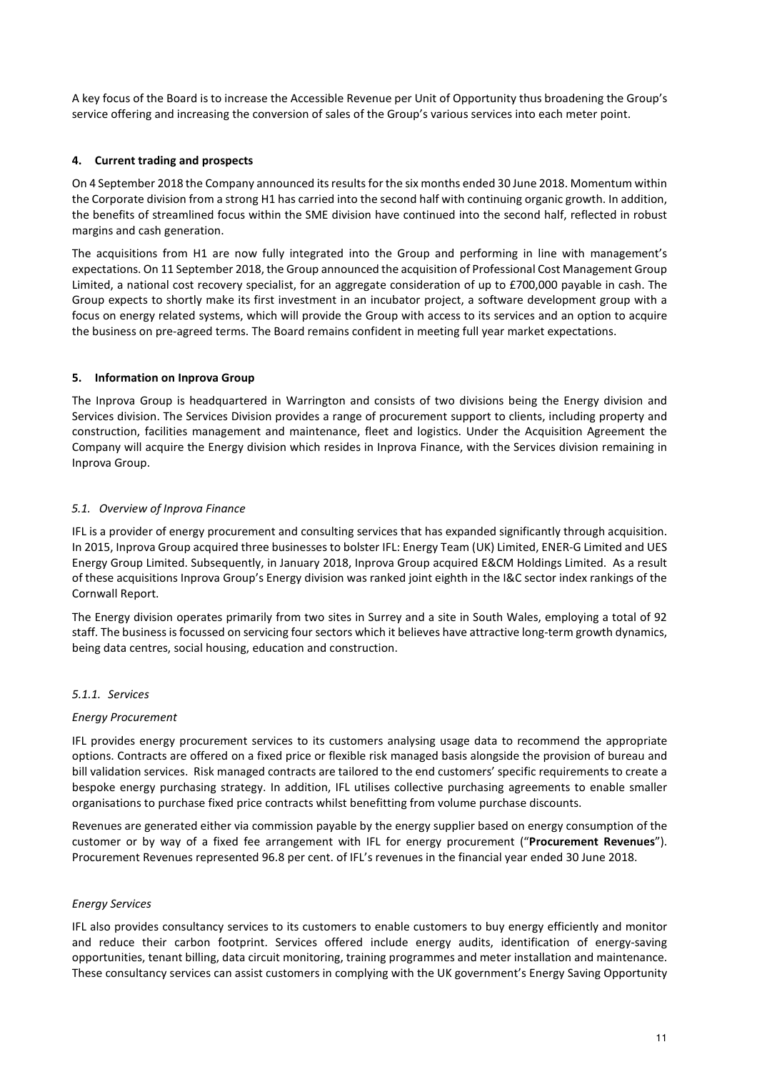A key focus of the Board is to increase the Accessible Revenue per Unit of Opportunity thus broadening the Group's service offering and increasing the conversion of sales of the Group's various services into each meter point.

## 4. Current trading and prospects

On 4 September 2018 the Company announced its results for the six months ended 30 June 2018. Momentum within the Corporate division from a strong H1 has carried into the second half with continuing organic growth. In addition, the benefits of streamlined focus within the SME division have continued into the second half, reflected in robust margins and cash generation.

The acquisitions from H1 are now fully integrated into the Group and performing in line with management's expectations. On 11 September 2018, the Group announced the acquisition of Professional Cost Management Group Limited, a national cost recovery specialist, for an aggregate consideration of up to £700,000 payable in cash. The Group expects to shortly make its first investment in an incubator project, a software development group with a focus on energy related systems, which will provide the Group with access to its services and an option to acquire the business on pre-agreed terms. The Board remains confident in meeting full year market expectations.

## 5. Information on Inprova Group

The Inprova Group is headquartered in Warrington and consists of two divisions being the Energy division and Services division. The Services Division provides a range of procurement support to clients, including property and construction, facilities management and maintenance, fleet and logistics. Under the Acquisition Agreement the Company will acquire the Energy division which resides in Inprova Finance, with the Services division remaining in Inprova Group.

### *5.1. Overview of Inprova Finance*

IFL is a provider of energy procurement and consulting services that has expanded significantly through acquisition. In 2015, Inprova Group acquired three businesses to bolster IFL: Energy Team (UK) Limited, ENER-G Limited and UES Energy Group Limited. Subsequently, in January 2018, Inprova Group acquired E&CM Holdings Limited. As a result of these acquisitions Inprova Group's Energy division was ranked joint eighth in the I&C sector index rankings of the Cornwall Report.

The Energy division operates primarily from two sites in Surrey and a site in South Wales, employing a total of 92 staff. The business is focussed on servicing four sectors which it believes have attractive long-term growth dynamics, being data centres, social housing, education and construction.

#### *5.1.1. Services*

*Energy Procurement*

IFL provides energy procurement services to its customers analysing usage data to recommend the appropriate options. Contracts are offered on a fixed price or flexible risk managed basis alongside the provision of bureau and bill validation services. Risk managed contracts are tailored to the end customers' specific requirements to create a bespoke energy purchasing strategy. In addition, IFL utilises collective purchasing agreements to enable smaller organisations to purchase fixed price contracts whilst benefitting from volume purchase discounts.

Revenues are generated either via commission payable by the energy supplier based on energy consumption of the customer or by way of a fixed fee arrangement with IFL for energy procurement ("**Procurement Revenues**"). Procurement Revenues represented 96.8 per cent. of IFL's revenues in the financial year ended 30 June 2018.

*Energy Services*

IFL also provides consultancy services to its customers to enable customers to buy energy efficiently and monitor and reduce their carbon footprint. Services offered include energy audits, identification of energy-saving opportunities, tenant billing, data circuit monitoring, training programmes and meter installation and maintenance. These consultancy services can assist customers in complying with the UK government's Energy Saving Opportunity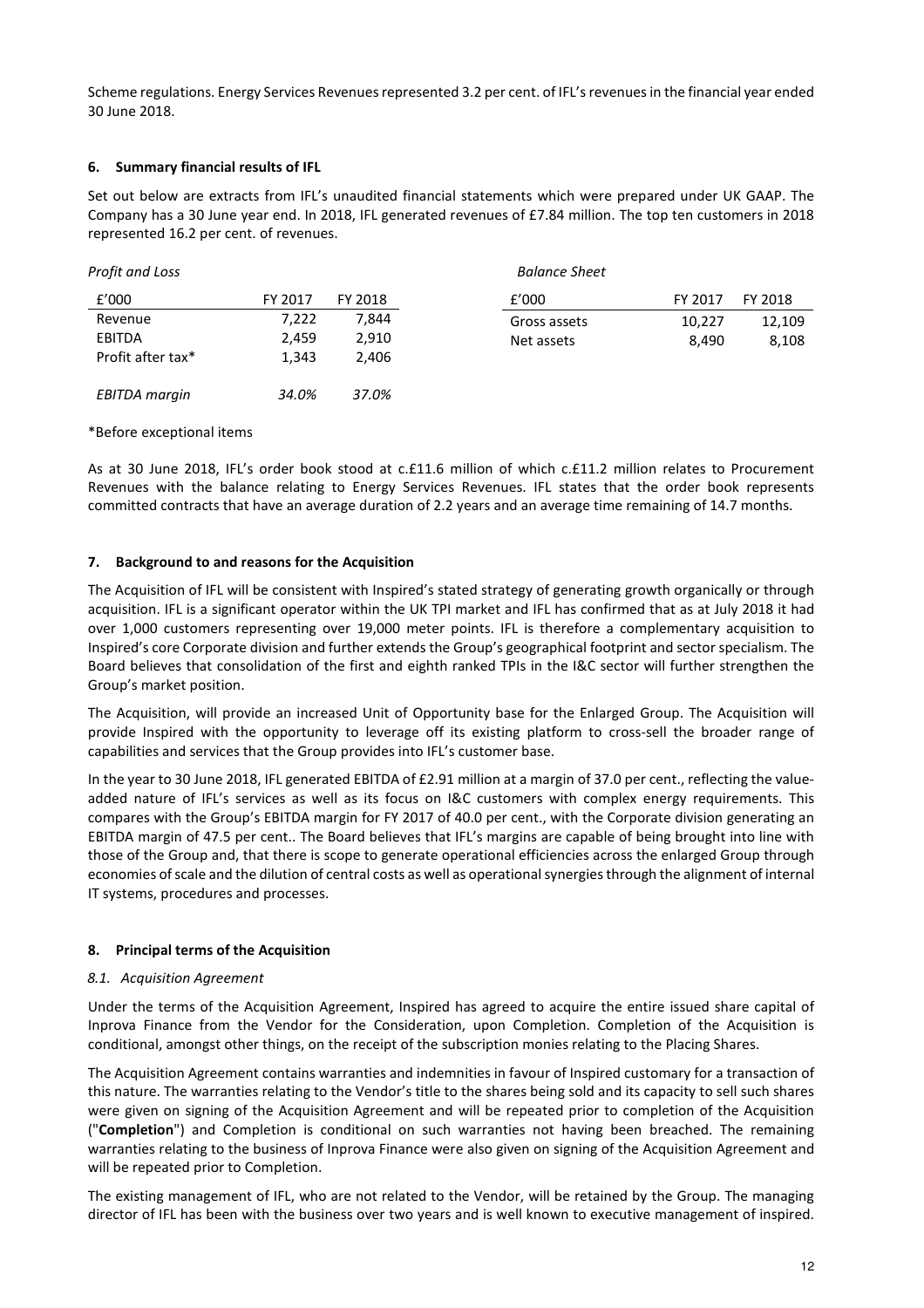Scheme regulations. Energy Services Revenues represented 3.2 per cent. of IFL's revenues in the financial year ended 30 June 2018.

## 6. Summary financial results of IFL

Set out below are extracts from IFL's unaudited financial statements which were prepared under UK GAAP. The Company has a 30 June year end. In 2018, IFL generated revenues of £7.84 million. The top ten customers in 2018 represented 16.2 per cent. of revenues.

*Profit and Loss*

| £'000 | FY 2017 | FY 2018 |
|---|---|---|
| Revenue | 7,222 | 7,844 |
| EBITDA | 2,459 | 2,910 |
| Profit after tax* | 1,343 | 2,406 |
| *EBITDA margin* | *34.0%* | *37.0%* |

*Balance Sheet*

| £'000 | FY 2017 | FY 2018 |
|---|---|---|
| Gross assets | 10,227 | 12,109 |
| Net assets | 8,490 | 8,108 |

*Before exceptional items

As at 30 June 2018, IFL's order book stood at c.£11.6 million of which c.£11.2 million relates to Procurement Revenues with the balance relating to Energy Services Revenues. IFL states that the order book represents committed contracts that have an average duration of 2.2 years and an average time remaining of 14.7 months.

## 7. Background to and reasons for the Acquisition

The Acquisition of IFL will be consistent with Inspired's stated strategy of generating growth organically or through acquisition. IFL is a significant operator within the UK TPI market and IFL has confirmed that as at July 2018 it had over 1,000 customers representing over 19,000 meter points. IFL is therefore a complementary acquisition to Inspired's core Corporate division and further extends the Group's geographical footprint and sector specialism. The Board believes that consolidation of the first and eighth ranked TPIs in the I&C sector will further strengthen the Group's market position.

The Acquisition, will provide an increased Unit of Opportunity base for the Enlarged Group. The Acquisition will provide Inspired with the opportunity to leverage off its existing platform to cross-sell the broader range of capabilities and services that the Group provides into IFL's customer base.

In the year to 30 June 2018, IFL generated EBITDA of £2.91 million at a margin of 37.0 per cent., reflecting the value-added nature of IFL's services as well as its focus on I&C customers with complex energy requirements. This compares with the Group's EBITDA margin for FY 2017 of 40.0 per cent., with the Corporate division generating an EBITDA margin of 47.5 per cent.. The Board believes that IFL's margins are capable of being brought into line with those of the Group and, that there is scope to generate operational efficiencies across the enlarged Group through economies of scale and the dilution of central costs as well as operational synergies through the alignment of internal IT systems, procedures and processes.

## 8. Principal terms of the Acquisition

### *8.1. Acquisition Agreement*

Under the terms of the Acquisition Agreement, Inspired has agreed to acquire the entire issued share capital of Inprova Finance from the Vendor for the Consideration, upon Completion. Completion of the Acquisition is conditional, amongst other things, on the receipt of the subscription monies relating to the Placing Shares.

The Acquisition Agreement contains warranties and indemnities in favour of Inspired customary for a transaction of this nature. The warranties relating to the Vendor's title to the shares being sold and its capacity to sell such shares were given on signing of the Acquisition Agreement and will be repeated prior to completion of the Acquisition ("**Completion**") and Completion is conditional on such warranties not having been breached. The remaining warranties relating to the business of Inprova Finance were also given on signing of the Acquisition Agreement and will be repeated prior to Completion.

The existing management of IFL, who are not related to the Vendor, will be retained by the Group. The managing director of IFL has been with the business over two years and is well known to executive management of inspired.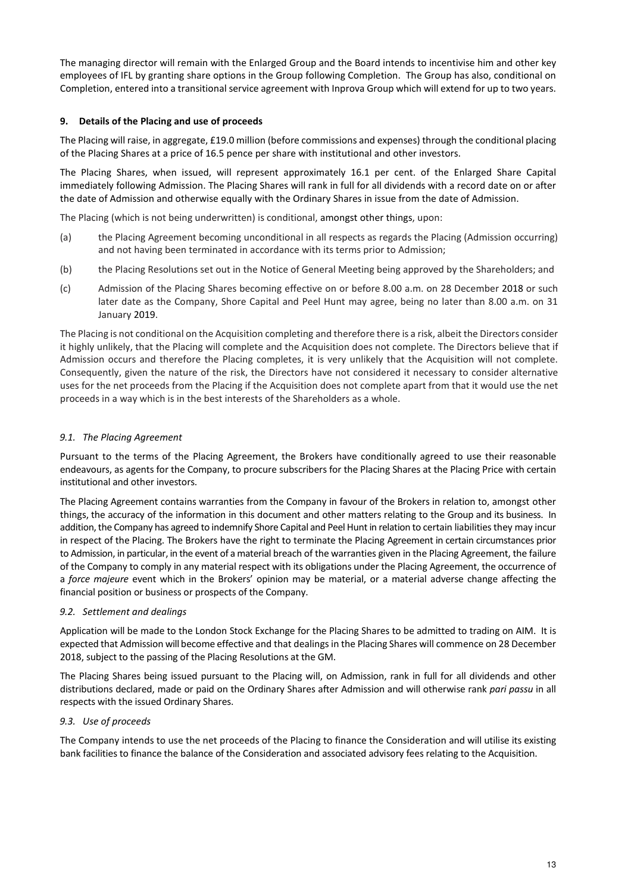The managing director will remain with the Enlarged Group and the Board intends to incentivise him and other key employees of IFL by granting share options in the Group following Completion. The Group has also, conditional on Completion, entered into a transitional service agreement with Inprova Group which will extend for up to two years.

**9. Details of the Placing and use of proceeds**

The Placing will raise, in aggregate, £19.0 million (before commissions and expenses) through the conditional placing of the Placing Shares at a price of 16.5 pence per share with institutional and other investors.

The Placing Shares, when issued, will represent approximately 16.1 per cent. of the Enlarged Share Capital immediately following Admission. The Placing Shares will rank in full for all dividends with a record date on or after the date of Admission and otherwise equally with the Ordinary Shares in issue from the date of Admission.

The Placing (which is not being underwritten) is conditional, amongst other things, upon:

(a) the Placing Agreement becoming unconditional in all respects as regards the Placing (Admission occurring) and not having been terminated in accordance with its terms prior to Admission;

(b) the Placing Resolutions set out in the Notice of General Meeting being approved by the Shareholders; and

(c) Admission of the Placing Shares becoming effective on or before 8.00 a.m. on 28 December 2018 or such later date as the Company, Shore Capital and Peel Hunt may agree, being no later than 8.00 a.m. on 31 January 2019.

The Placing is not conditional on the Acquisition completing and therefore there is a risk, albeit the Directors consider it highly unlikely, that the Placing will complete and the Acquisition does not complete. The Directors believe that if Admission occurs and therefore the Placing completes, it is very unlikely that the Acquisition will not complete. Consequently, given the nature of the risk, the Directors have not considered it necessary to consider alternative uses for the net proceeds from the Placing if the Acquisition does not complete apart from that it would use the net proceeds in a way which is in the best interests of the Shareholders as a whole.

*9.1. The Placing Agreement*

Pursuant to the terms of the Placing Agreement, the Brokers have conditionally agreed to use their reasonable endeavours, as agents for the Company, to procure subscribers for the Placing Shares at the Placing Price with certain institutional and other investors.

The Placing Agreement contains warranties from the Company in favour of the Brokers in relation to, amongst other things, the accuracy of the information in this document and other matters relating to the Group and its business. In addition, the Company has agreed to indemnify Shore Capital and Peel Hunt in relation to certain liabilities they may incur in respect of the Placing. The Brokers have the right to terminate the Placing Agreement in certain circumstances prior to Admission, in particular, in the event of a material breach of the warranties given in the Placing Agreement, the failure of the Company to comply in any material respect with its obligations under the Placing Agreement, the occurrence of a *force majeure* event which in the Brokers' opinion may be material, or a material adverse change affecting the financial position or business or prospects of the Company.

*9.2. Settlement and dealings*

Application will be made to the London Stock Exchange for the Placing Shares to be admitted to trading on AIM. It is expected that Admission will become effective and that dealings in the Placing Shares will commence on 28 December 2018, subject to the passing of the Placing Resolutions at the GM.

The Placing Shares being issued pursuant to the Placing will, on Admission, rank in full for all dividends and other distributions declared, made or paid on the Ordinary Shares after Admission and will otherwise rank *pari passu* in all respects with the issued Ordinary Shares.

*9.3. Use of proceeds*

The Company intends to use the net proceeds of the Placing to finance the Consideration and will utilise its existing bank facilities to finance the balance of the Consideration and associated advisory fees relating to the Acquisition.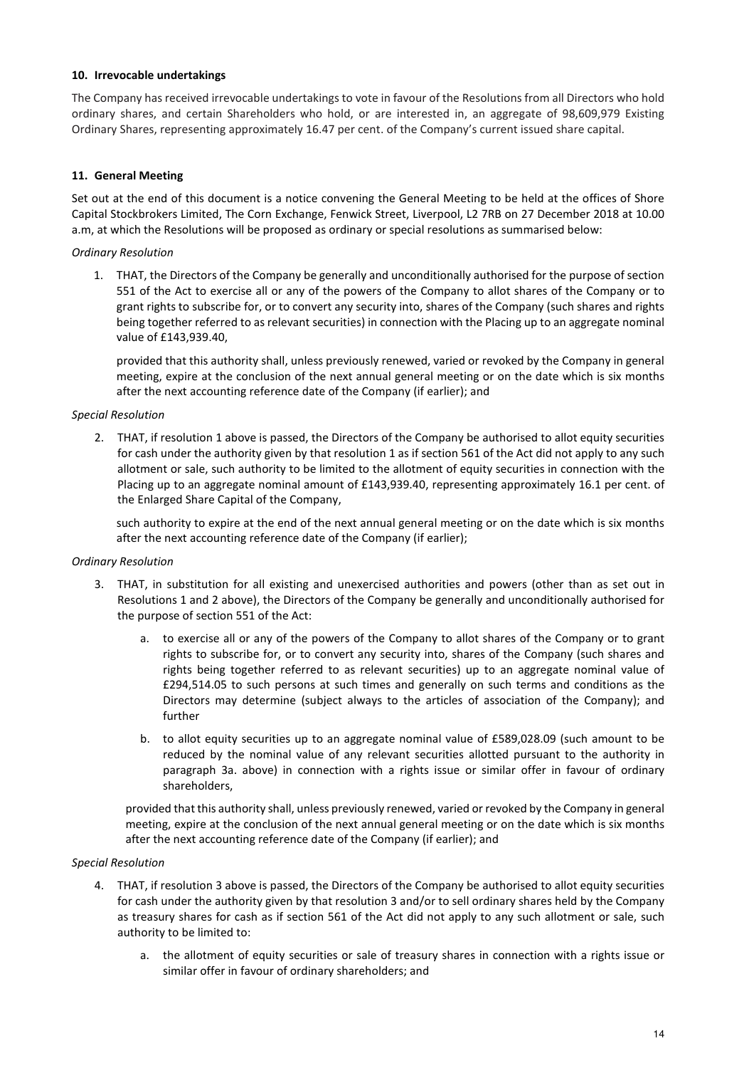### 10. Irrevocable undertakings

The Company has received irrevocable undertakings to vote in favour of the Resolutions from all Directors who hold ordinary shares, and certain Shareholders who hold, or are interested in, an aggregate of 98,609,979 Existing Ordinary Shares, representing approximately 16.47 per cent. of the Company's current issued share capital.

### 11. General Meeting

Set out at the end of this document is a notice convening the General Meeting to be held at the offices of Shore Capital Stockbrokers Limited, The Corn Exchange, Fenwick Street, Liverpool, L2 7RB on 27 December 2018 at 10.00 a.m, at which the Resolutions will be proposed as ordinary or special resolutions as summarised below:

*Ordinary Resolution*

1. THAT, the Directors of the Company be generally and unconditionally authorised for the purpose of section 551 of the Act to exercise all or any of the powers of the Company to allot shares of the Company or to grant rights to subscribe for, or to convert any security into, shares of the Company (such shares and rights being together referred to as relevant securities) in connection with the Placing up to an aggregate nominal value of £143,939.40,

   provided that this authority shall, unless previously renewed, varied or revoked by the Company in general meeting, expire at the conclusion of the next annual general meeting or on the date which is six months after the next accounting reference date of the Company (if earlier); and

*Special Resolution*

2. THAT, if resolution 1 above is passed, the Directors of the Company be authorised to allot equity securities for cash under the authority given by that resolution 1 as if section 561 of the Act did not apply to any such allotment or sale, such authority to be limited to the allotment of equity securities in connection with the Placing up to an aggregate nominal amount of £143,939.40, representing approximately 16.1 per cent. of the Enlarged Share Capital of the Company,

   such authority to expire at the end of the next annual general meeting or on the date which is six months after the next accounting reference date of the Company (if earlier);

*Ordinary Resolution*

3. THAT, in substitution for all existing and unexercised authorities and powers (other than as set out in Resolutions 1 and 2 above), the Directors of the Company be generally and unconditionally authorised for the purpose of section 551 of the Act:

   a. to exercise all or any of the powers of the Company to allot shares of the Company or to grant rights to subscribe for, or to convert any security into, shares of the Company (such shares and rights being together referred to as relevant securities) up to an aggregate nominal value of £294,514.05 to such persons at such times and generally on such terms and conditions as the Directors may determine (subject always to the articles of association of the Company); and further

   b. to allot equity securities up to an aggregate nominal value of £589,028.09 (such amount to be reduced by the nominal value of any relevant securities allotted pursuant to the authority in paragraph 3a. above) in connection with a rights issue or similar offer in favour of ordinary shareholders,

   provided that this authority shall, unless previously renewed, varied or revoked by the Company in general meeting, expire at the conclusion of the next annual general meeting or on the date which is six months after the next accounting reference date of the Company (if earlier); and

*Special Resolution*

4. THAT, if resolution 3 above is passed, the Directors of the Company be authorised to allot equity securities for cash under the authority given by that resolution 3 and/or to sell ordinary shares held by the Company as treasury shares for cash as if section 561 of the Act did not apply to any such allotment or sale, such authority to be limited to:

   a. the allotment of equity securities or sale of treasury shares in connection with a rights issue or similar offer in favour of ordinary shareholders; and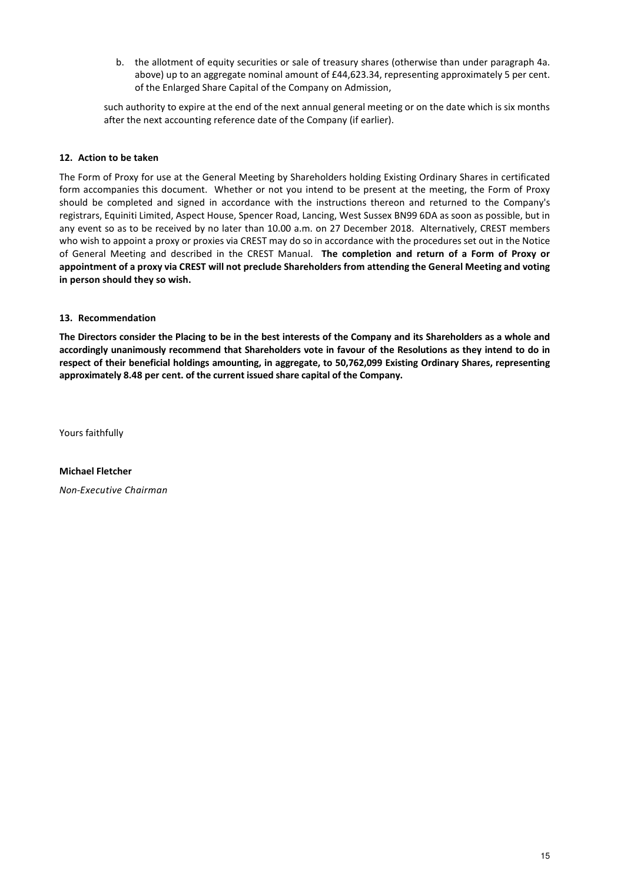b. the allotment of equity securities or sale of treasury shares (otherwise than under paragraph 4a. above) up to an aggregate nominal amount of £44,623.34, representing approximately 5 per cent. of the Enlarged Share Capital of the Company on Admission,

such authority to expire at the end of the next annual general meeting or on the date which is six months after the next accounting reference date of the Company (if earlier).

**12. Action to be taken**

The Form of Proxy for use at the General Meeting by Shareholders holding Existing Ordinary Shares in certificated form accompanies this document. Whether or not you intend to be present at the meeting, the Form of Proxy should be completed and signed in accordance with the instructions thereon and returned to the Company's registrars, Equiniti Limited, Aspect House, Spencer Road, Lancing, West Sussex BN99 6DA as soon as possible, but in any event so as to be received by no later than 10.00 a.m. on 27 December 2018. Alternatively, CREST members who wish to appoint a proxy or proxies via CREST may do so in accordance with the procedures set out in the Notice of General Meeting and described in the CREST Manual. **The completion and return of a Form of Proxy or appointment of a proxy via CREST will not preclude Shareholders from attending the General Meeting and voting in person should they so wish.**

**13. Recommendation**

**The Directors consider the Placing to be in the best interests of the Company and its Shareholders as a whole and accordingly unanimously recommend that Shareholders vote in favour of the Resolutions as they intend to do in respect of their beneficial holdings amounting, in aggregate, to 50,762,099 Existing Ordinary Shares, representing approximately 8.48 per cent. of the current issued share capital of the Company.**

Yours faithfully

**Michael Fletcher**

*Non-Executive Chairman*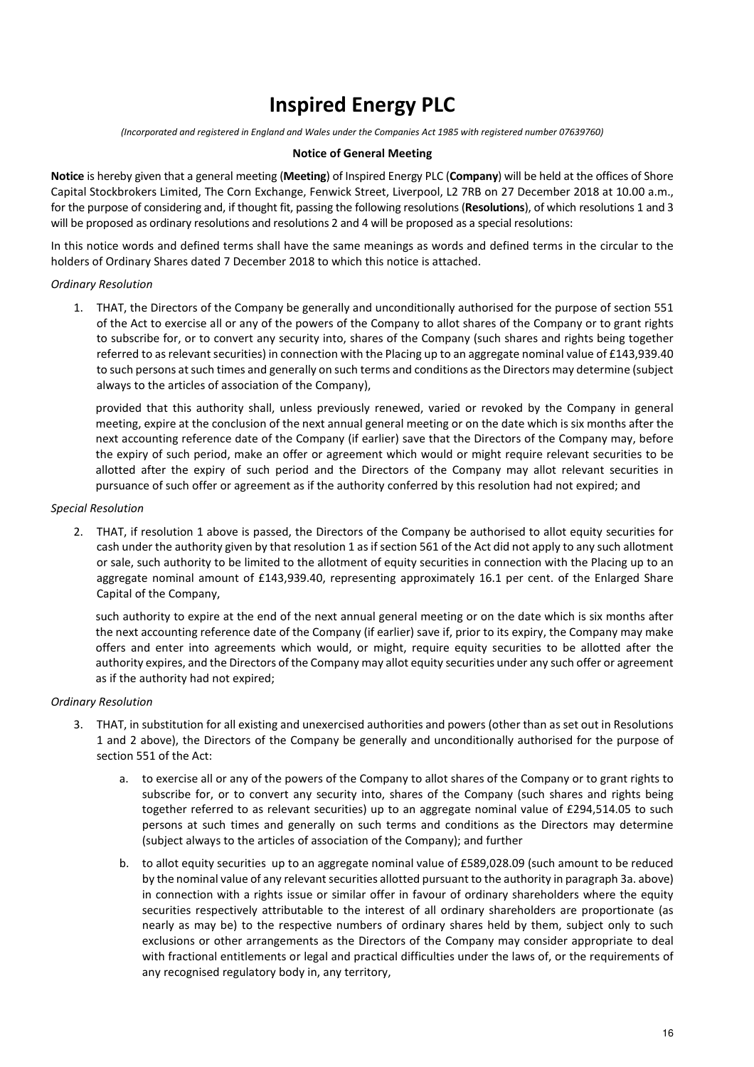# Inspired Energy PLC

*(Incorporated and registered in England and Wales under the Companies Act 1985 with registered number 07639760)*

**Notice of General Meeting**

**Notice** is hereby given that a general meeting (**Meeting**) of Inspired Energy PLC (**Company**) will be held at the offices of Shore Capital Stockbrokers Limited, The Corn Exchange, Fenwick Street, Liverpool, L2 7RB on 27 December 2018 at 10.00 a.m., for the purpose of considering and, if thought fit, passing the following resolutions (**Resolutions**), of which resolutions 1 and 3 will be proposed as ordinary resolutions and resolutions 2 and 4 will be proposed as a special resolutions:

In this notice words and defined terms shall have the same meanings as words and defined terms in the circular to the holders of Ordinary Shares dated 7 December 2018 to which this notice is attached.

*Ordinary Resolution*

1. THAT, the Directors of the Company be generally and unconditionally authorised for the purpose of section 551 of the Act to exercise all or any of the powers of the Company to allot shares of the Company or to grant rights to subscribe for, or to convert any security into, shares of the Company (such shares and rights being together referred to as relevant securities) in connection with the Placing up to an aggregate nominal value of £143,939.40 to such persons at such times and generally on such terms and conditions as the Directors may determine (subject always to the articles of association of the Company),

   provided that this authority shall, unless previously renewed, varied or revoked by the Company in general meeting, expire at the conclusion of the next annual general meeting or on the date which is six months after the next accounting reference date of the Company (if earlier) save that the Directors of the Company may, before the expiry of such period, make an offer or agreement which would or might require relevant securities to be allotted after the expiry of such period and the Directors of the Company may allot relevant securities in pursuance of such offer or agreement as if the authority conferred by this resolution had not expired; and

*Special Resolution*

2. THAT, if resolution 1 above is passed, the Directors of the Company be authorised to allot equity securities for cash under the authority given by that resolution 1 as if section 561 of the Act did not apply to any such allotment or sale, such authority to be limited to the allotment of equity securities in connection with the Placing up to an aggregate nominal amount of £143,939.40, representing approximately 16.1 per cent. of the Enlarged Share Capital of the Company,

   such authority to expire at the end of the next annual general meeting or on the date which is six months after the next accounting reference date of the Company (if earlier) save if, prior to its expiry, the Company may make offers and enter into agreements which would, or might, require equity securities to be allotted after the authority expires, and the Directors of the Company may allot equity securities under any such offer or agreement as if the authority had not expired;

*Ordinary Resolution*

3. THAT, in substitution for all existing and unexercised authorities and powers (other than as set out in Resolutions 1 and 2 above), the Directors of the Company be generally and unconditionally authorised for the purpose of section 551 of the Act:

   a. to exercise all or any of the powers of the Company to allot shares of the Company or to grant rights to subscribe for, or to convert any security into, shares of the Company (such shares and rights being together referred to as relevant securities) up to an aggregate nominal value of £294,514.05 to such persons at such times and generally on such terms and conditions as the Directors may determine (subject always to the articles of association of the Company); and further

   b. to allot equity securities up to an aggregate nominal value of £589,028.09 (such amount to be reduced by the nominal value of any relevant securities allotted pursuant to the authority in paragraph 3a. above) in connection with a rights issue or similar offer in favour of ordinary shareholders where the equity securities respectively attributable to the interest of all ordinary shareholders are proportionate (as nearly as may be) to the respective numbers of ordinary shares held by them, subject only to such exclusions or other arrangements as the Directors of the Company may consider appropriate to deal with fractional entitlements or legal and practical difficulties under the laws of, or the requirements of any recognised regulatory body in, any territory,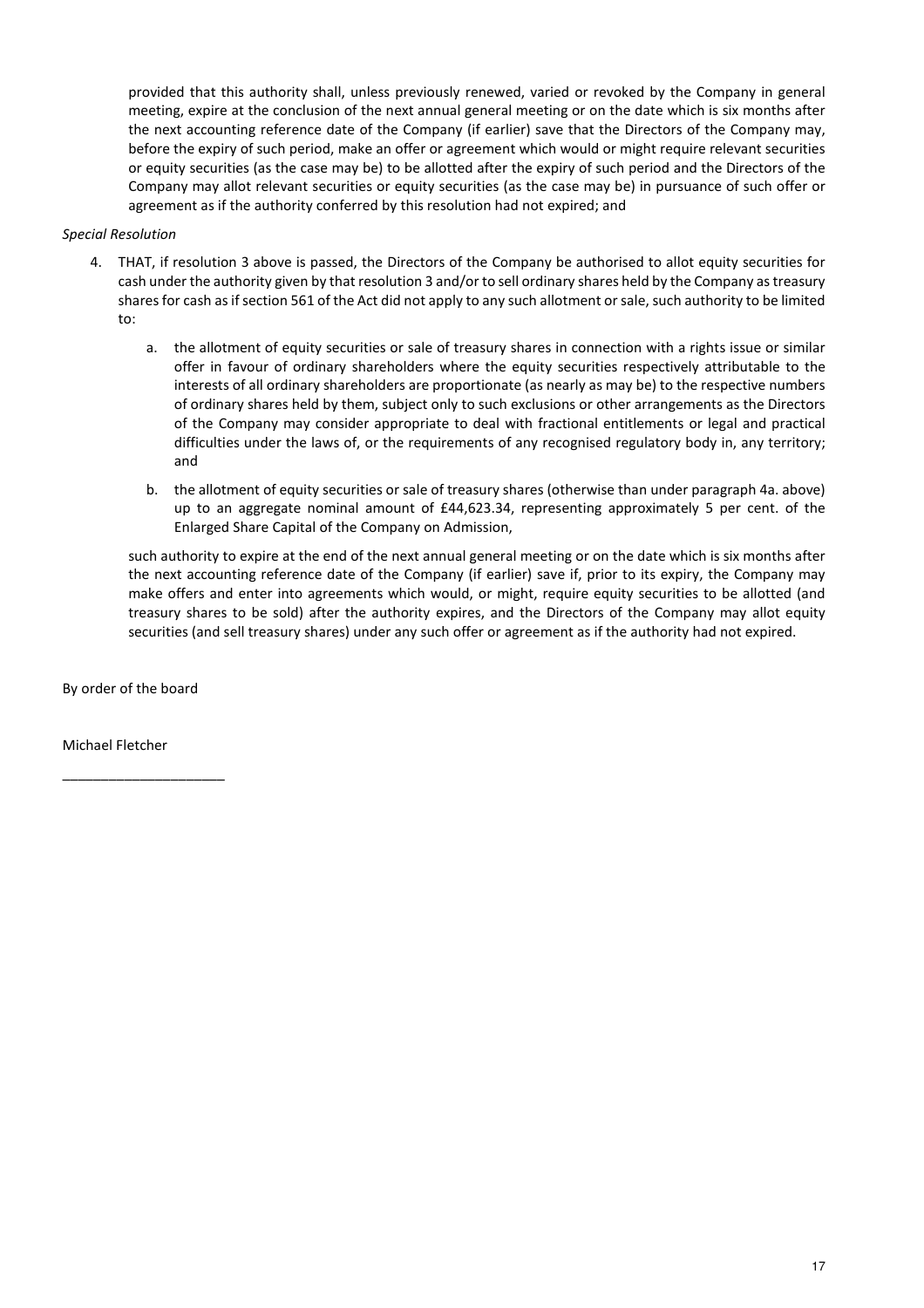provided that this authority shall, unless previously renewed, varied or revoked by the Company in general meeting, expire at the conclusion of the next annual general meeting or on the date which is six months after the next accounting reference date of the Company (if earlier) save that the Directors of the Company may, before the expiry of such period, make an offer or agreement which would or might require relevant securities or equity securities (as the case may be) to be allotted after the expiry of such period and the Directors of the Company may allot relevant securities or equity securities (as the case may be) in pursuance of such offer or agreement as if the authority conferred by this resolution had not expired; and

*Special Resolution*

4. THAT, if resolution 3 above is passed, the Directors of the Company be authorised to allot equity securities for cash under the authority given by that resolution 3 and/or to sell ordinary shares held by the Company as treasury shares for cash as if section 561 of the Act did not apply to any such allotment or sale, such authority to be limited to:

   a. the allotment of equity securities or sale of treasury shares in connection with a rights issue or similar offer in favour of ordinary shareholders where the equity securities respectively attributable to the interests of all ordinary shareholders are proportionate (as nearly as may be) to the respective numbers of ordinary shares held by them, subject only to such exclusions or other arrangements as the Directors of the Company may consider appropriate to deal with fractional entitlements or legal and practical difficulties under the laws of, or the requirements of any recognised regulatory body in, any territory; and

   b. the allotment of equity securities or sale of treasury shares (otherwise than under paragraph 4a. above) up to an aggregate nominal amount of £44,623.34, representing approximately 5 per cent. of the Enlarged Share Capital of the Company on Admission,

   such authority to expire at the end of the next annual general meeting or on the date which is six months after the next accounting reference date of the Company (if earlier) save if, prior to its expiry, the Company may make offers and enter into agreements which would, or might, require equity securities to be allotted (and treasury shares to be sold) after the authority expires, and the Directors of the Company may allot equity securities (and sell treasury shares) under any such offer or agreement as if the authority had not expired.

By order of the board

Michael Fletcher

_____________________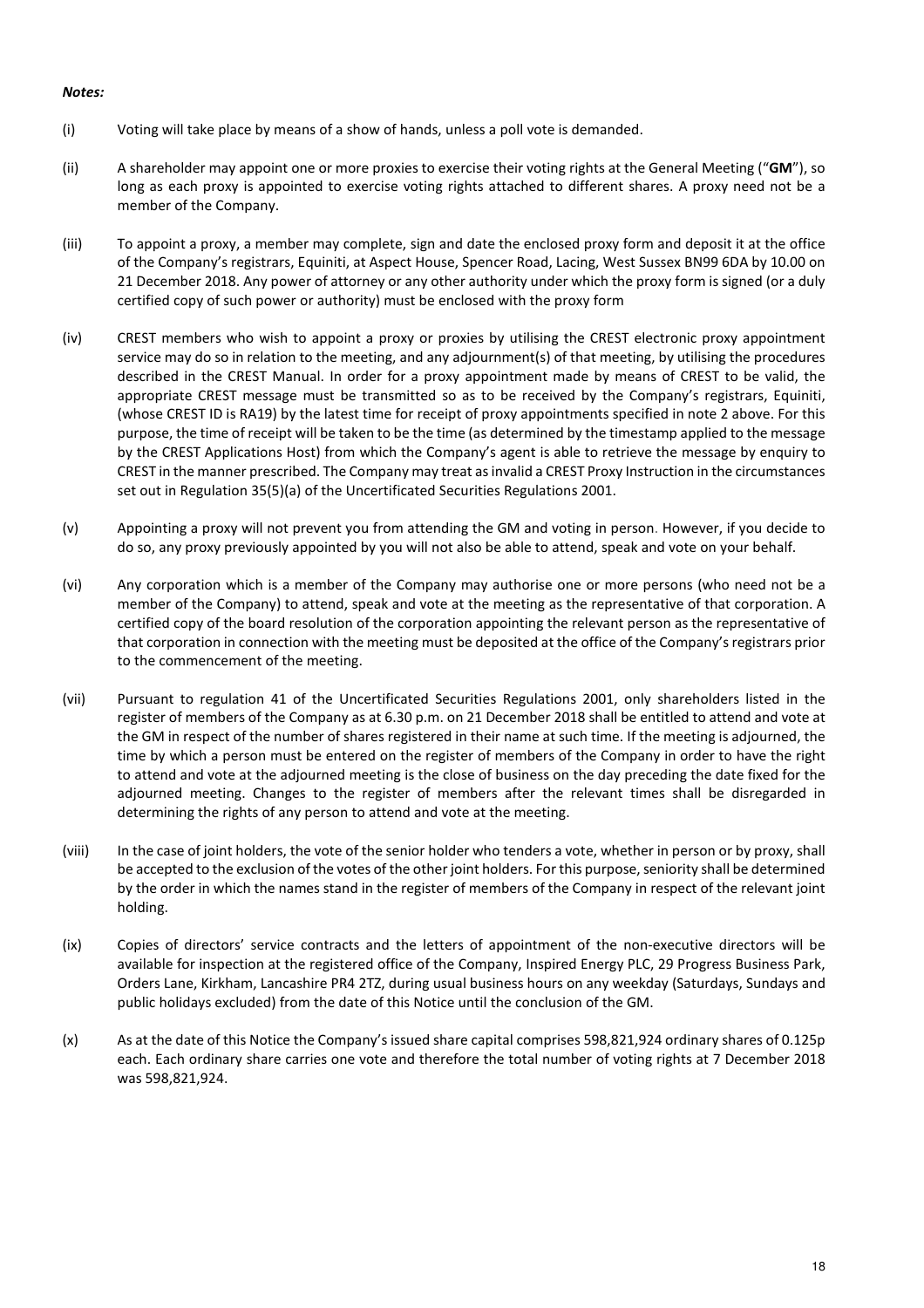***Notes:***

(i) Voting will take place by means of a show of hands, unless a poll vote is demanded.

(ii) A shareholder may appoint one or more proxies to exercise their voting rights at the General Meeting ("**GM**"), so long as each proxy is appointed to exercise voting rights attached to different shares. A proxy need not be a member of the Company.

(iii) To appoint a proxy, a member may complete, sign and date the enclosed proxy form and deposit it at the office of the Company's registrars, Equiniti, at Aspect House, Spencer Road, Lacing, West Sussex BN99 6DA by 10.00 on 21 December 2018. Any power of attorney or any other authority under which the proxy form is signed (or a duly certified copy of such power or authority) must be enclosed with the proxy form

(iv) CREST members who wish to appoint a proxy or proxies by utilising the CREST electronic proxy appointment service may do so in relation to the meeting, and any adjournment(s) of that meeting, by utilising the procedures described in the CREST Manual. In order for a proxy appointment made by means of CREST to be valid, the appropriate CREST message must be transmitted so as to be received by the Company's registrars, Equiniti, (whose CREST ID is RA19) by the latest time for receipt of proxy appointments specified in note 2 above. For this purpose, the time of receipt will be taken to be the time (as determined by the timestamp applied to the message by the CREST Applications Host) from which the Company's agent is able to retrieve the message by enquiry to CREST in the manner prescribed. The Company may treat as invalid a CREST Proxy Instruction in the circumstances set out in Regulation 35(5)(a) of the Uncertificated Securities Regulations 2001.

(v) Appointing a proxy will not prevent you from attending the GM and voting in person. However, if you decide to do so, any proxy previously appointed by you will not also be able to attend, speak and vote on your behalf.

(vi) Any corporation which is a member of the Company may authorise one or more persons (who need not be a member of the Company) to attend, speak and vote at the meeting as the representative of that corporation. A certified copy of the board resolution of the corporation appointing the relevant person as the representative of that corporation in connection with the meeting must be deposited at the office of the Company's registrars prior to the commencement of the meeting.

(vii) Pursuant to regulation 41 of the Uncertificated Securities Regulations 2001, only shareholders listed in the register of members of the Company as at 6.30 p.m. on 21 December 2018 shall be entitled to attend and vote at the GM in respect of the number of shares registered in their name at such time. If the meeting is adjourned, the time by which a person must be entered on the register of members of the Company in order to have the right to attend and vote at the adjourned meeting is the close of business on the day preceding the date fixed for the adjourned meeting. Changes to the register of members after the relevant times shall be disregarded in determining the rights of any person to attend and vote at the meeting.

(viii) In the case of joint holders, the vote of the senior holder who tenders a vote, whether in person or by proxy, shall be accepted to the exclusion of the votes of the other joint holders. For this purpose, seniority shall be determined by the order in which the names stand in the register of members of the Company in respect of the relevant joint holding.

(ix) Copies of directors' service contracts and the letters of appointment of the non-executive directors will be available for inspection at the registered office of the Company, Inspired Energy PLC, 29 Progress Business Park, Orders Lane, Kirkham, Lancashire PR4 2TZ, during usual business hours on any weekday (Saturdays, Sundays and public holidays excluded) from the date of this Notice until the conclusion of the GM.

(x) As at the date of this Notice the Company's issued share capital comprises 598,821,924 ordinary shares of 0.125p each. Each ordinary share carries one vote and therefore the total number of voting rights at 7 December 2018 was 598,821,924.